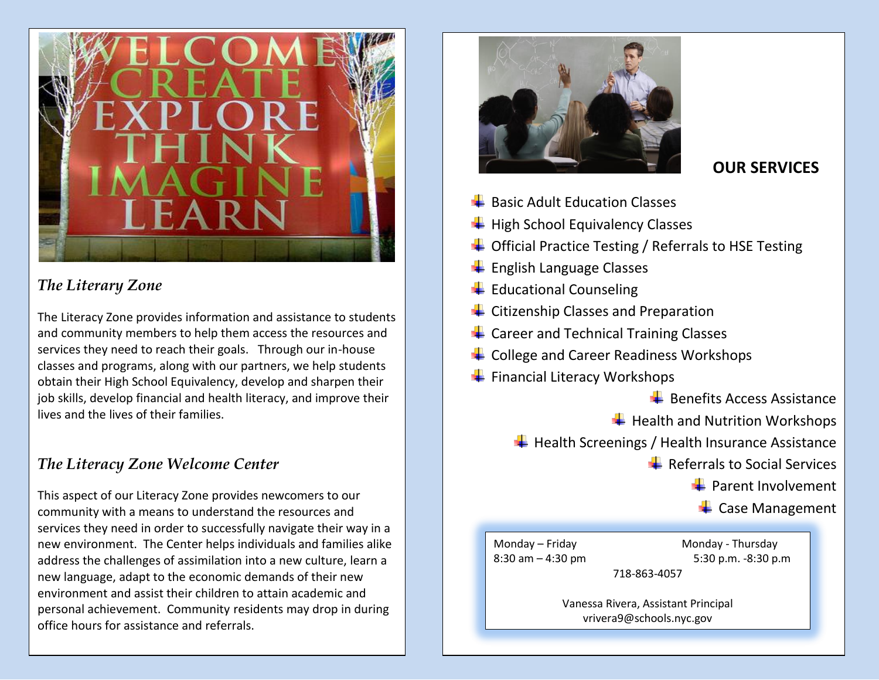## *The Literary Zone*

The Literacy Zone provides information and assistance to students and community members to help them access the resources and services they need to reach their goals. Through our in-house classes and programs, along with our partners, we help students obtain their High School Equivalency, develop and sharpen their job skills, develop financial and health literacy, and improve their lives and the lives of their families.

## *The Literacy Zone Welcome Center*

This aspect of our Literacy Zone provides newcomers to our community with a means to understand the resources and services they need in order to successfully navigate their way in a new environment. The Center helps individuals and families alike address the challenges of assimilation into a new culture, learn a new language, adapt to the economic demands of their new environment and assist their children to attain academic and personal achievement. Community residents may drop in during office hours for assistance and referrals.

## OUR SERVICES

- Basic Adult Education Classes
- High School Equivalency Classes
- Official Practice Testing / Referrals to HSE Testing
- English Language Classes
- Educational Counseling
- Citizenship Classes and Preparation
- Career and Technical Training Classes
- College and Career Readiness Workshops
- Financial Literacy Workshops
- Benefits Access Assistance
- Health and Nutrition Workshops
- Health Screenings / Health Insurance Assistance
- Referrals to Social Services
- Parent Involvement
- Case Management

Monday – Friday
8:30 am – 4:30 pm

Monday - Thursday
5:30 p.m. -8:30 p.m

718-863-4057

Vanessa Rivera, Assistant Principal
vrivera9@schools.nyc.gov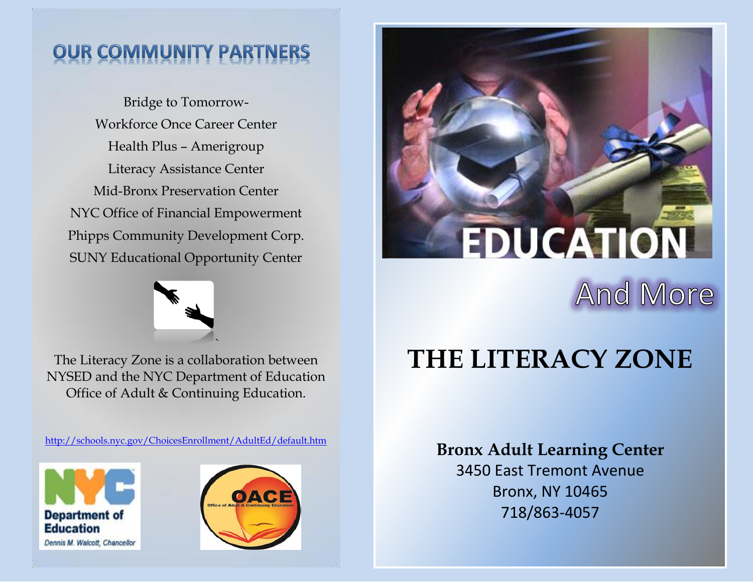## OUR COMMUNITY PARTNERS

Bridge to Tomorrow-
Workforce Once Career Center
Health Plus – Amerigroup
Literacy Assistance Center
Mid-Bronx Preservation Center
NYC Office of Financial Empowerment
Phipps Community Development Corp.
SUNY Educational Opportunity Center

The Literacy Zone is a collaboration between NYSED and the NYC Department of Education Office of Adult & Continuing Education.

http://schools.nyc.gov/ChoicesEnrollment/AdultEd/default.htm

NYC Department of Education
Dennis M. Walcott, Chancellor

OACE
Office of Adult & Continuing Education

EDUCATION

And More

# THE LITERACY ZONE

**Bronx Adult Learning Center**
3450 East Tremont Avenue
Bronx, NY 10465
718/863-4057